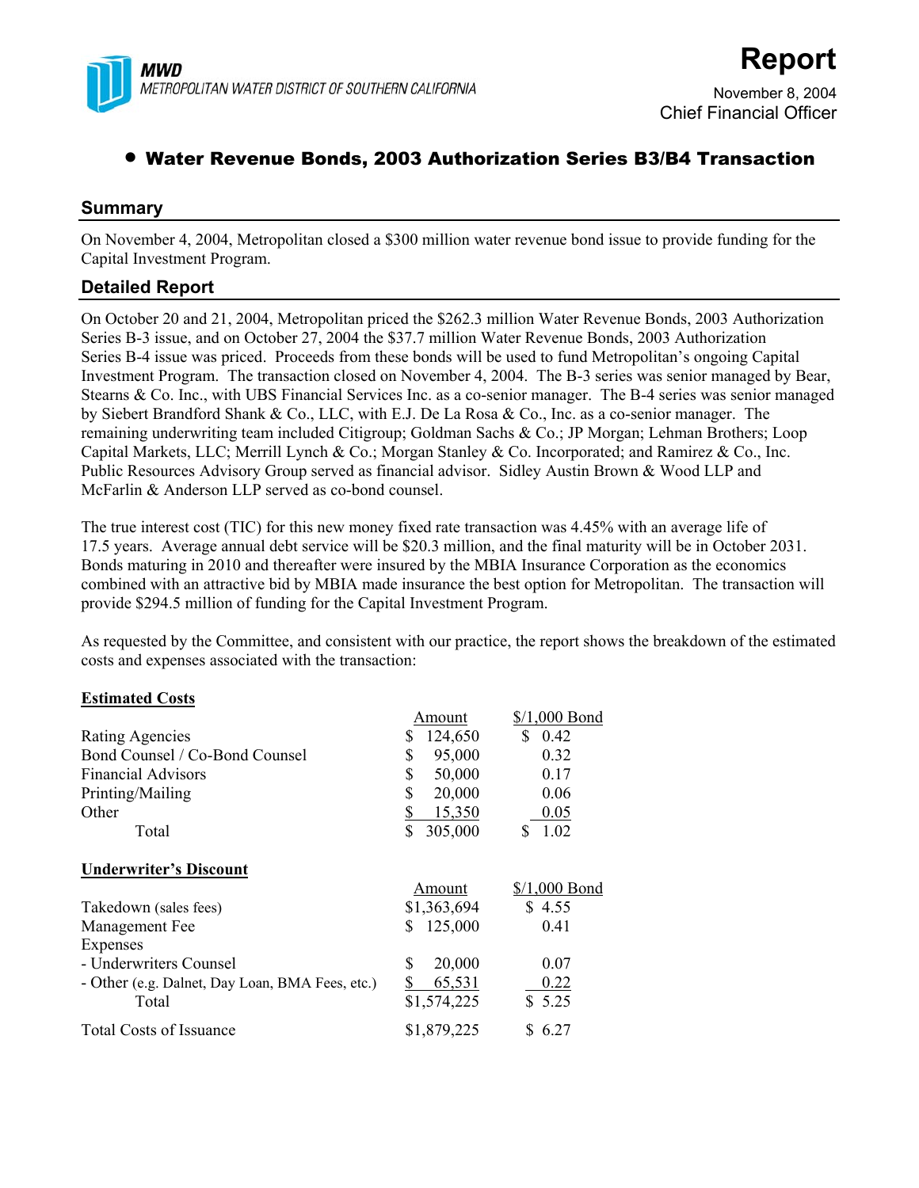MWD
METROPOLITAN WATER DISTRICT OF SOUTHERN CALIFORNIA

# Report

November 8, 2004
Chief Financial Officer

## • Water Revenue Bonds, 2003 Authorization Series B3/B4 Transaction

### Summary

On November 4, 2004, Metropolitan closed a $300 million water revenue bond issue to provide funding for the Capital Investment Program.

### Detailed Report

On October 20 and 21, 2004, Metropolitan priced the $262.3 million Water Revenue Bonds, 2003 Authorization Series B-3 issue, and on October 27, 2004 the $37.7 million Water Revenue Bonds, 2003 Authorization Series B-4 issue was priced. Proceeds from these bonds will be used to fund Metropolitan's ongoing Capital Investment Program. The transaction closed on November 4, 2004. The B-3 series was senior managed by Bear, Stearns & Co. Inc., with UBS Financial Services Inc. as a co-senior manager. The B-4 series was senior managed by Siebert Brandford Shank & Co., LLC, with E.J. De La Rosa & Co., Inc. as a co-senior manager. The remaining underwriting team included Citigroup; Goldman Sachs & Co.; JP Morgan; Lehman Brothers; Loop Capital Markets, LLC; Merrill Lynch & Co.; Morgan Stanley & Co. Incorporated; and Ramirez & Co., Inc. Public Resources Advisory Group served as financial advisor. Sidley Austin Brown & Wood LLP and McFarlin & Anderson LLP served as co-bond counsel.

The true interest cost (TIC) for this new money fixed rate transaction was 4.45% with an average life of 17.5 years. Average annual debt service will be $20.3 million, and the final maturity will be in October 2031. Bonds maturing in 2010 and thereafter were insured by the MBIA Insurance Corporation as the economics combined with an attractive bid by MBIA made insurance the best option for Metropolitan. The transaction will provide $294.5 million of funding for the Capital Investment Program.

As requested by the Committee, and consistent with our practice, the report shows the breakdown of the estimated costs and expenses associated with the transaction:

**Estimated Costs**

| | Amount | $/1,000 Bond |
|---|---|---|
| Rating Agencies | $ 124,650 | $ 0.42 |
| Bond Counsel / Co-Bond Counsel | $ 95,000 | 0.32 |
| Financial Advisors | $ 50,000 | 0.17 |
| Printing/Mailing | $ 20,000 | 0.06 |
| Other | $ 15,350 | 0.05 |
| Total | $ 305,000 | $ 1.02 |

**Underwriter's Discount**

| | Amount | $/1,000 Bond |
|---|---|---|
| Takedown (sales fees) | $1,363,694 | $ 4.55 |
| Management Fee | $ 125,000 | 0.41 |
| Expenses | | |
| - Underwriters Counsel | $ 20,000 | 0.07 |
| - Other (e.g. Dalnet, Day Loan, BMA Fees, etc.) | $ 65,531 | 0.22 |
| Total | $1,574,225 | $ 5.25 |
| Total Costs of Issuance | $1,879,225 | $ 6.27 |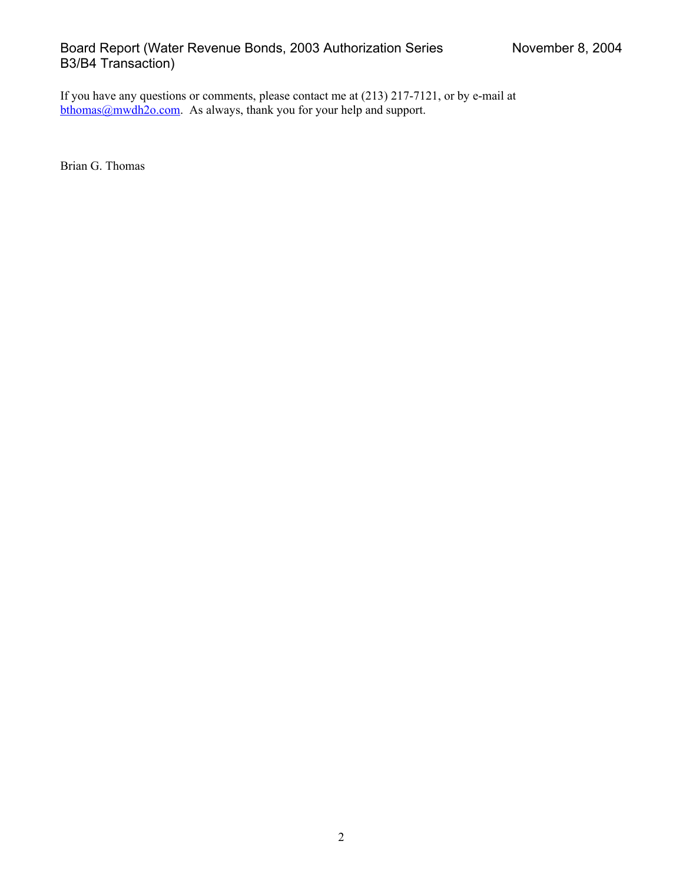If you have any questions or comments, please contact me at (213) 217-7121, or by e-mail at bthomas@mwdh2o.com. As always, thank you for your help and support.

Brian G. Thomas